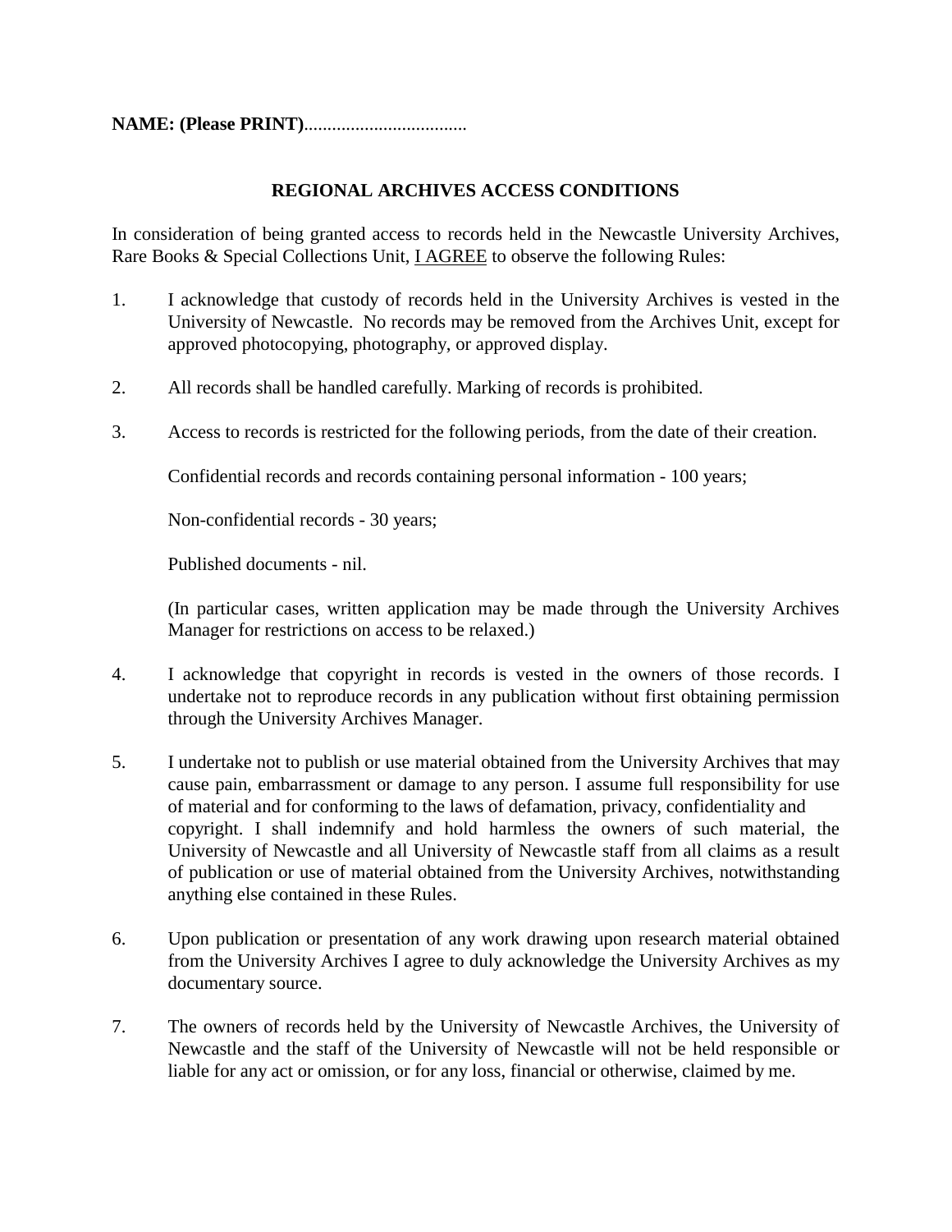**NAME: (Please PRINT)**..................................

## REGIONAL ARCHIVES ACCESS CONDITIONS

In consideration of being granted access to records held in the Newcastle University Archives, Rare Books & Special Collections Unit, <u>I AGREE</u> to observe the following Rules:

1. I acknowledge that custody of records held in the University Archives is vested in the University of Newcastle. No records may be removed from the Archives Unit, except for approved photocopying, photography, or approved display.

2. All records shall be handled carefully. Marking of records is prohibited.

3. Access to records is restricted for the following periods, from the date of their creation.

   Confidential records and records containing personal information - 100 years;

   Non-confidential records - 30 years;

   Published documents - nil.

   (In particular cases, written application may be made through the University Archives Manager for restrictions on access to be relaxed.)

4. I acknowledge that copyright in records is vested in the owners of those records. I undertake not to reproduce records in any publication without first obtaining permission through the University Archives Manager.

5. I undertake not to publish or use material obtained from the University Archives that may cause pain, embarrassment or damage to any person. I assume full responsibility for use of material and for conforming to the laws of defamation, privacy, confidentiality and copyright. I shall indemnify and hold harmless the owners of such material, the University of Newcastle and all University of Newcastle staff from all claims as a result of publication or use of material obtained from the University Archives, notwithstanding anything else contained in these Rules.

6. Upon publication or presentation of any work drawing upon research material obtained from the University Archives I agree to duly acknowledge the University Archives as my documentary source.

7. The owners of records held by the University of Newcastle Archives, the University of Newcastle and the staff of the University of Newcastle will not be held responsible or liable for any act or omission, or for any loss, financial or otherwise, claimed by me.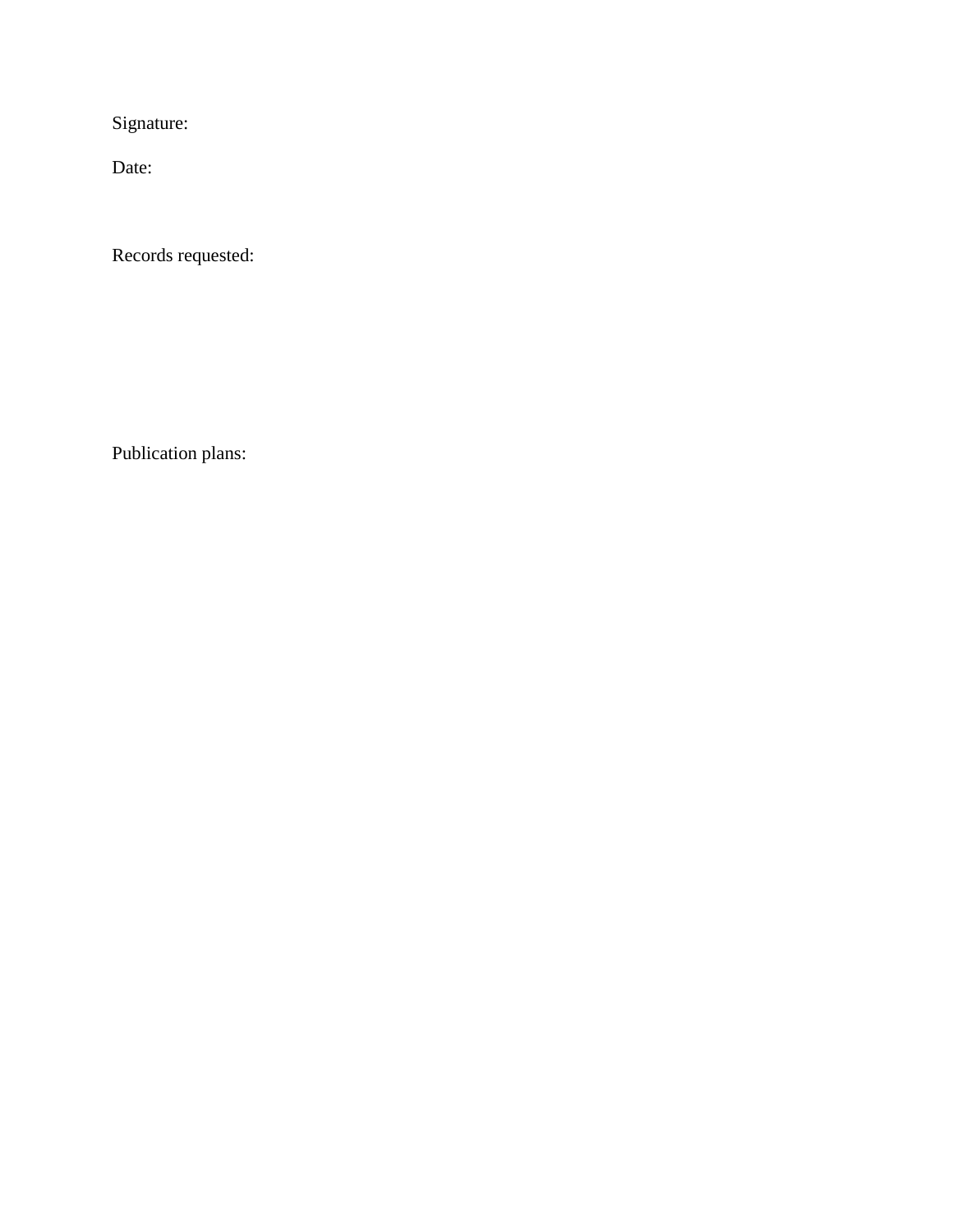Signature:

Date:

Records requested:

Publication plans: